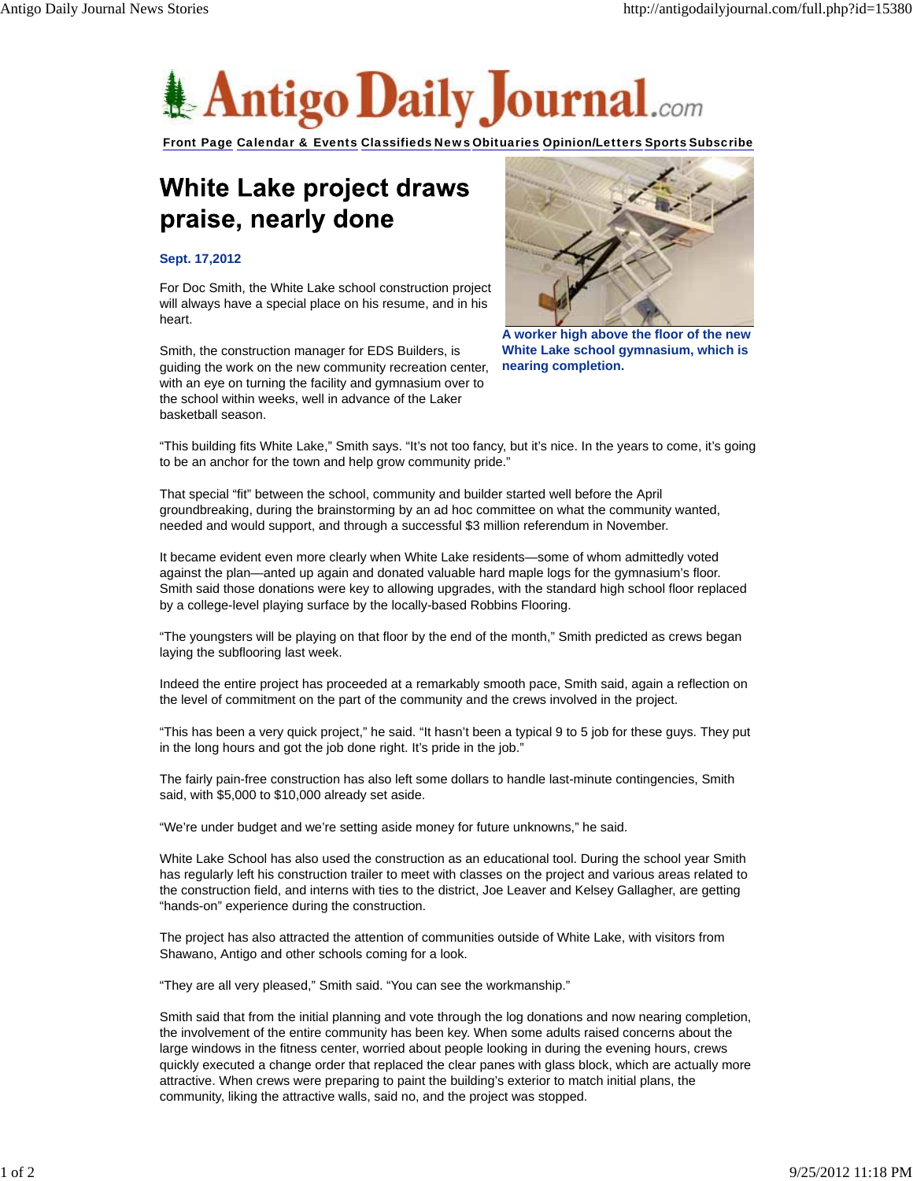# White Lake project draws praise, nearly done

**Sept. 17,2012**

For Doc Smith, the White Lake school construction project will always have a special place on his resume, and in his heart.

Smith, the construction manager for EDS Builders, is guiding the work on the new community recreation center, with an eye on turning the facility and gymnasium over to the school within weeks, well in advance of the Laker basketball season.

A worker high above the floor of the new White Lake school gymnasium, which is nearing completion.

“This building fits White Lake,” Smith says. “It’s not too fancy, but it’s nice. In the years to come, it’s going to be an anchor for the town and help grow community pride.”

That special “fit” between the school, community and builder started well before the April groundbreaking, during the brainstorming by an ad hoc committee on what the community wanted, needed and would support, and through a successful $3 million referendum in November.

It became evident even more clearly when White Lake residents—some of whom admittedly voted against the plan—anted up again and donated valuable hard maple logs for the gymnasium’s floor. Smith said those donations were key to allowing upgrades, with the standard high school floor replaced by a college-level playing surface by the locally-based Robbins Flooring.

“The youngsters will be playing on that floor by the end of the month,” Smith predicted as crews began laying the subflooring last week.

Indeed the entire project has proceeded at a remarkably smooth pace, Smith said, again a reflection on the level of commitment on the part of the community and the crews involved in the project.

“This has been a very quick project,” he said. “It hasn’t been a typical 9 to 5 job for these guys. They put in the long hours and got the job done right. It’s pride in the job.”

The fairly pain-free construction has also left some dollars to handle last-minute contingencies, Smith said, with $5,000 to $10,000 already set aside.

“We’re under budget and we’re setting aside money for future unknowns,” he said.

White Lake School has also used the construction as an educational tool. During the school year Smith has regularly left his construction trailer to meet with classes on the project and various areas related to the construction field, and interns with ties to the district, Joe Leaver and Kelsey Gallagher, are getting “hands-on” experience during the construction.

The project has also attracted the attention of communities outside of White Lake, with visitors from Shawano, Antigo and other schools coming for a look.

“They are all very pleased,” Smith said. “You can see the workmanship.”

Smith said that from the initial planning and vote through the log donations and now nearing completion, the involvement of the entire community has been key. When some adults raised concerns about the large windows in the fitness center, worried about people looking in during the evening hours, crews quickly executed a change order that replaced the clear panes with glass block, which are actually more attractive. When crews were preparing to paint the building’s exterior to match initial plans, the community, liking the attractive walls, said no, and the project was stopped.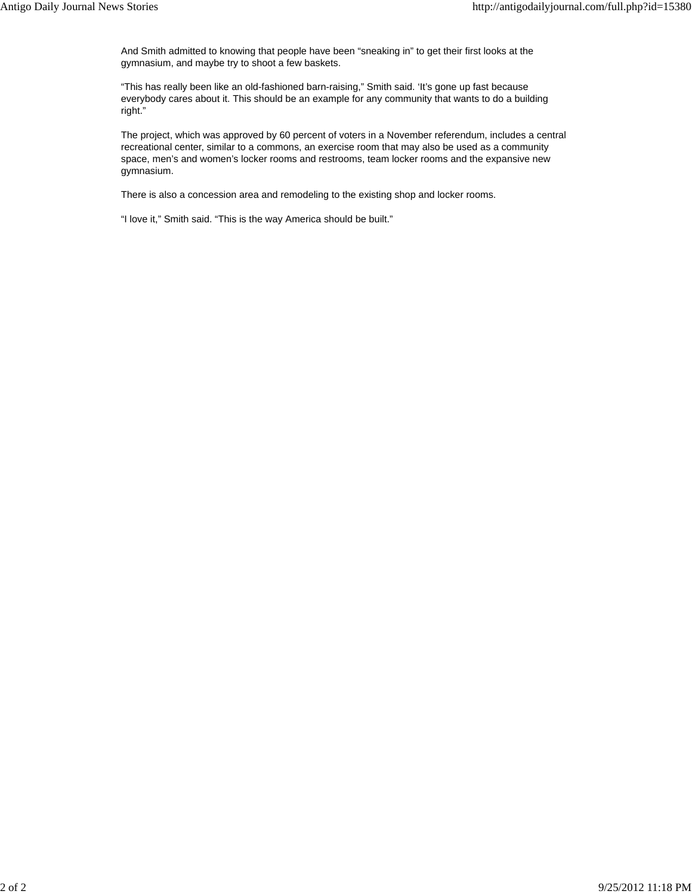And Smith admitted to knowing that people have been “sneaking in” to get their first looks at the gymnasium, and maybe try to shoot a few baskets.

“This has really been like an old-fashioned barn-raising,” Smith said. ‘It’s gone up fast because everybody cares about it. This should be an example for any community that wants to do a building right.”

The project, which was approved by 60 percent of voters in a November referendum, includes a central recreational center, similar to a commons, an exercise room that may also be used as a community space, men’s and women’s locker rooms and restrooms, team locker rooms and the expansive new gymnasium.

There is also a concession area and remodeling to the existing shop and locker rooms.

“I love it,” Smith said. “This is the way America should be built.”